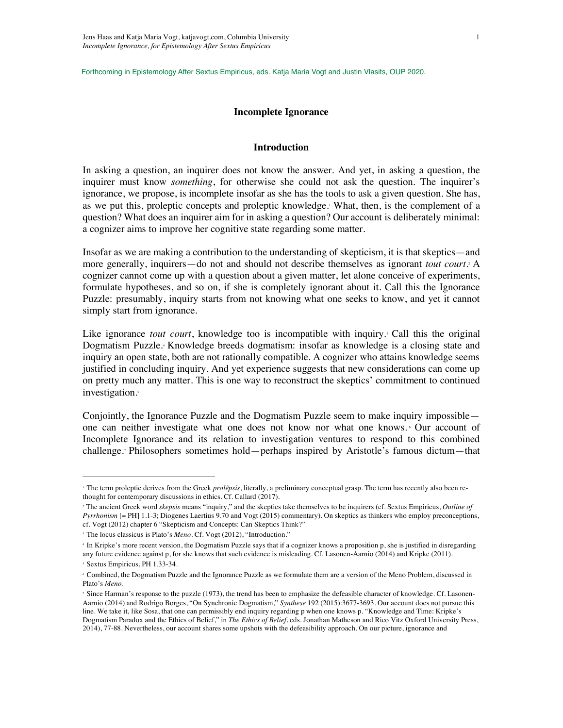Forthcoming in Epistemology After Sextus Empiricus, eds. Katja Maria Vogt and Justin Vlasits, OUP 2020.

# Incomplete Ignorance

## Introduction

In asking a question, an inquirer does not know the answer. And yet, in asking a question, the inquirer must know *something*, for otherwise she could not ask the question. The inquirer's ignorance, we propose, is incomplete insofar as she has the tools to ask a given question. She has, as we put this, proleptic concepts and proleptic knowledge.[1] What, then, is the complement of a question? What does an inquirer aim for in asking a question? Our account is deliberately minimal: a cognizer aims to improve her cognitive state regarding some matter.

Insofar as we are making a contribution to the understanding of skepticism, it is that skeptics—and more generally, inquirers—do not and should not describe themselves as ignorant *tout court*.[2] A cognizer cannot come up with a question about a given matter, let alone conceive of experiments, formulate hypotheses, and so on, if she is completely ignorant about it. Call this the Ignorance Puzzle: presumably, inquiry starts from not knowing what one seeks to know, and yet it cannot simply start from ignorance.

Like ignorance *tout court*, knowledge too is incompatible with inquiry.[3] Call this the original Dogmatism Puzzle.[4] Knowledge breeds dogmatism: insofar as knowledge is a closing state and inquiry an open state, both are not rationally compatible. A cognizer who attains knowledge seems justified in concluding inquiry. And yet experience suggests that new considerations can come up on pretty much any matter. This is one way to reconstruct the skeptics' commitment to continued investigation.[5]

Conjointly, the Ignorance Puzzle and the Dogmatism Puzzle seem to make inquiry impossible—one can neither investigate what one does not know nor what one knows.[6] Our account of Incomplete Ignorance and its relation to investigation ventures to respond to this combined challenge.[7] Philosophers sometimes hold—perhaps inspired by Aristotle's famous dictum—that

---

[1] The term proleptic derives from the Greek *prolêpsis*, literally, a preliminary conceptual grasp. The term has recently also been re-thought for contemporary discussions in ethics. Cf. Callard (2017).

[2] The ancient Greek word *skepsis* means "inquiry," and the skeptics take themselves to be inquirers (cf. Sextus Empiricus, *Outline of Pyrrhonism* [= PH] 1.1-3; Diogenes Laertius 9.70 and Vogt (2015) commentary). On skeptics as thinkers who employ preconceptions, cf. Vogt (2012) chapter 6 "Skepticism and Concepts: Can Skeptics Think?"

[3] The locus classicus is Plato's *Meno*. Cf. Vogt (2012), "Introduction."

[4] In Kripke's more recent version, the Dogmatism Puzzle says that if a cognizer knows a proposition p, she is justified in disregarding any future evidence against p, for she knows that such evidence is misleading. Cf. Lasonen-Aarnio (2014) and Kripke (2011).

[5] Sextus Empiricus, PH 1.33-34.

[6] Combined, the Dogmatism Puzzle and the Ignorance Puzzle as we formulate them are a version of the Meno Problem, discussed in Plato's *Meno*.

[7] Since Harman's response to the puzzle (1973), the trend has been to emphasize the defeasible character of knowledge. Cf. Lasonen-Aarnio (2014) and Rodrigo Borges, "On Synchronic Dogmatism," *Synthese* 192 (2015):3677-3693. Our account does not pursue this line. We take it, like Sosa, that one can permissibly end inquiry regarding p when one knows p. "Knowledge and Time: Kripke's Dogmatism Paradox and the Ethics of Belief," in *The Ethics of Belief*, eds. Jonathan Matheson and Rico Vitz Oxford University Press, 2014), 77-88. Nevertheless, our account shares some upshots with the defeasibility approach. On our picture, ignorance and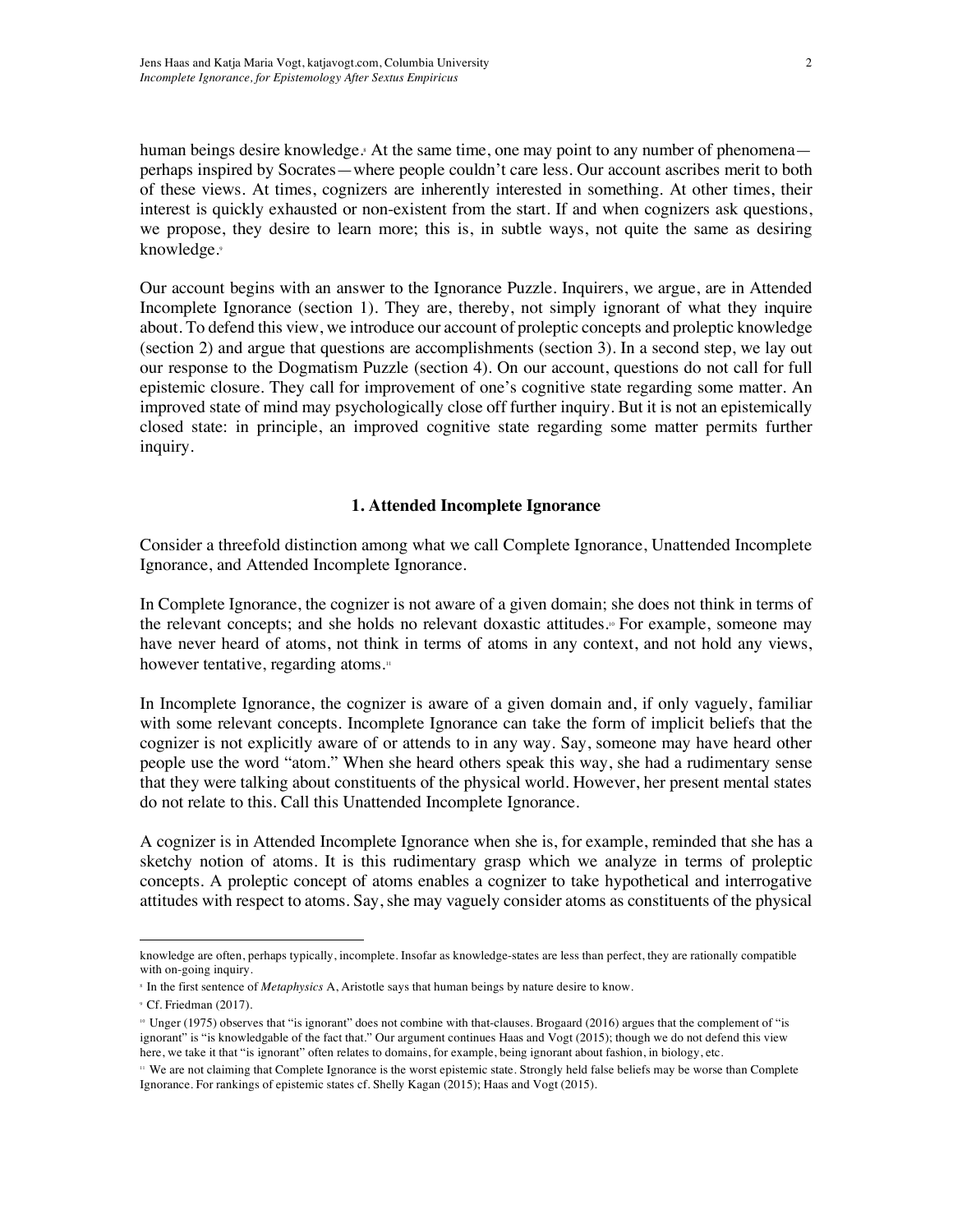human beings desire knowledge.[8] At the same time, one may point to any number of phenomena—perhaps inspired by Socrates—where people couldn't care less. Our account ascribes merit to both of these views. At times, cognizers are inherently interested in something. At other times, their interest is quickly exhausted or non-existent from the start. If and when cognizers ask questions, we propose, they desire to learn more; this is, in subtle ways, not quite the same as desiring knowledge.[9]

Our account begins with an answer to the Ignorance Puzzle. Inquirers, we argue, are in Attended Incomplete Ignorance (section 1). They are, thereby, not simply ignorant of what they inquire about. To defend this view, we introduce our account of proleptic concepts and proleptic knowledge (section 2) and argue that questions are accomplishments (section 3). In a second step, we lay out our response to the Dogmatism Puzzle (section 4). On our account, questions do not call for full epistemic closure. They call for improvement of one's cognitive state regarding some matter. An improved state of mind may psychologically close off further inquiry. But it is not an epistemically closed state: in principle, an improved cognitive state regarding some matter permits further inquiry.

## 1. Attended Incomplete Ignorance

Consider a threefold distinction among what we call Complete Ignorance, Unattended Incomplete Ignorance, and Attended Incomplete Ignorance.

In Complete Ignorance, the cognizer is not aware of a given domain; she does not think in terms of the relevant concepts; and she holds no relevant doxastic attitudes.[10] For example, someone may have never heard of atoms, not think in terms of atoms in any context, and not hold any views, however tentative, regarding atoms.[11]

In Incomplete Ignorance, the cognizer is aware of a given domain and, if only vaguely, familiar with some relevant concepts. Incomplete Ignorance can take the form of implicit beliefs that the cognizer is not explicitly aware of or attends to in any way. Say, someone may have heard other people use the word "atom." When she heard others speak this way, she had a rudimentary sense that they were talking about constituents of the physical world. However, her present mental states do not relate to this. Call this Unattended Incomplete Ignorance.

A cognizer is in Attended Incomplete Ignorance when she is, for example, reminded that she has a sketchy notion of atoms. It is this rudimentary grasp which we analyze in terms of proleptic concepts. A proleptic concept of atoms enables a cognizer to take hypothetical and interrogative attitudes with respect to atoms. Say, she may vaguely consider atoms as constituents of the physical

---

knowledge are often, perhaps typically, incomplete. Insofar as knowledge-states are less than perfect, they are rationally compatible with on-going inquiry.

[8] In the first sentence of *Metaphysics* A, Aristotle says that human beings by nature desire to know.

[9] Cf. Friedman (2017).

[10] Unger (1975) observes that "is ignorant" does not combine with that-clauses. Brogaard (2016) argues that the complement of "is ignorant" is "is knowledgable of the fact that." Our argument continues Haas and Vogt (2015); though we do not defend this view here, we take it that "is ignorant" often relates to domains, for example, being ignorant about fashion, in biology, etc.

[11] We are not claiming that Complete Ignorance is the worst epistemic state. Strongly held false beliefs may be worse than Complete Ignorance. For rankings of epistemic states cf. Shelly Kagan (2015); Haas and Vogt (2015).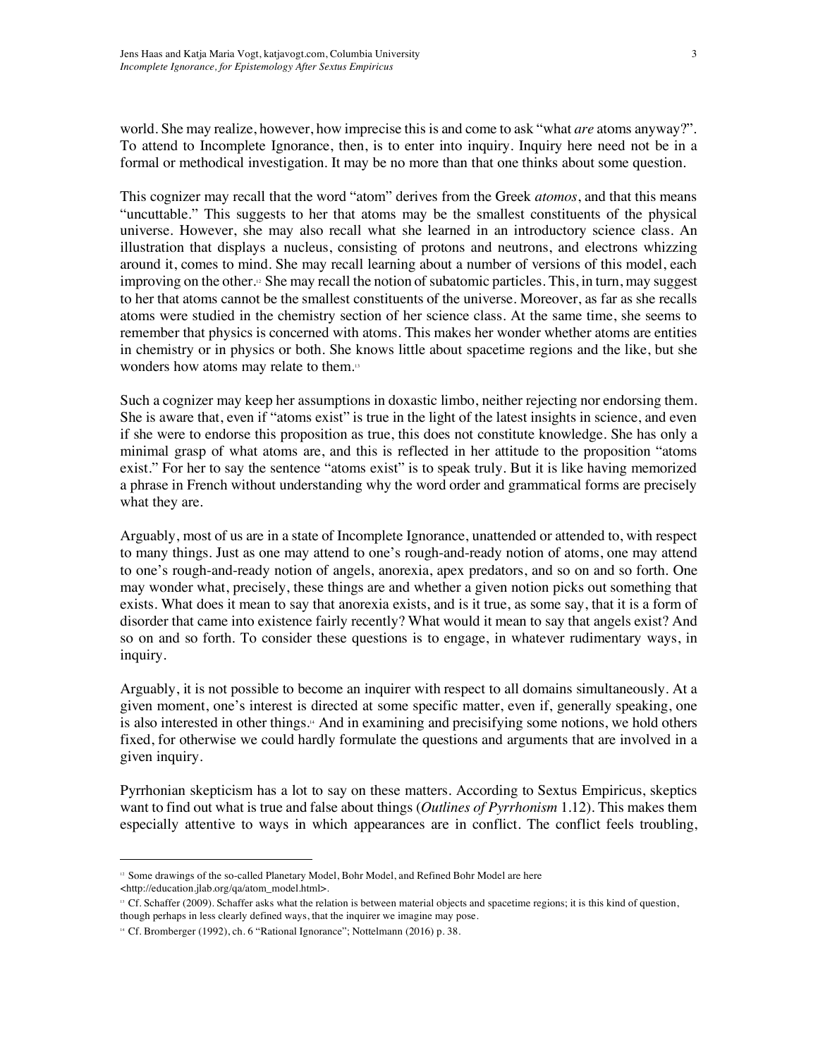world. She may realize, however, how imprecise this is and come to ask "what *are* atoms anyway?". To attend to Incomplete Ignorance, then, is to enter into inquiry. Inquiry here need not be in a formal or methodical investigation. It may be no more than that one thinks about some question.

This cognizer may recall that the word "atom" derives from the Greek *atomos*, and that this means "uncuttable." This suggests to her that atoms may be the smallest constituents of the physical universe. However, she may also recall what she learned in an introductory science class. An illustration that displays a nucleus, consisting of protons and neutrons, and electrons whizzing around it, comes to mind. She may recall learning about a number of versions of this model, each improving on the other.[12] She may recall the notion of subatomic particles. This, in turn, may suggest to her that atoms cannot be the smallest constituents of the universe. Moreover, as far as she recalls atoms were studied in the chemistry section of her science class. At the same time, she seems to remember that physics is concerned with atoms. This makes her wonder whether atoms are entities in chemistry or in physics or both. She knows little about spacetime regions and the like, but she wonders how atoms may relate to them.[13]

Such a cognizer may keep her assumptions in doxastic limbo, neither rejecting nor endorsing them. She is aware that, even if "atoms exist" is true in the light of the latest insights in science, and even if she were to endorse this proposition as true, this does not constitute knowledge. She has only a minimal grasp of what atoms are, and this is reflected in her attitude to the proposition "atoms exist." For her to say the sentence "atoms exist" is to speak truly. But it is like having memorized a phrase in French without understanding why the word order and grammatical forms are precisely what they are.

Arguably, most of us are in a state of Incomplete Ignorance, unattended or attended to, with respect to many things. Just as one may attend to one's rough-and-ready notion of atoms, one may attend to one's rough-and-ready notion of angels, anorexia, apex predators, and so on and so forth. One may wonder what, precisely, these things are and whether a given notion picks out something that exists. What does it mean to say that anorexia exists, and is it true, as some say, that it is a form of disorder that came into existence fairly recently? What would it mean to say that angels exist? And so on and so forth. To consider these questions is to engage, in whatever rudimentary ways, in inquiry.

Arguably, it is not possible to become an inquirer with respect to all domains simultaneously. At a given moment, one's interest is directed at some specific matter, even if, generally speaking, one is also interested in other things.[14] And in examining and precisifying some notions, we hold others fixed, for otherwise we could hardly formulate the questions and arguments that are involved in a given inquiry.

Pyrrhonian skepticism has a lot to say on these matters. According to Sextus Empiricus, skeptics want to find out what is true and false about things (*Outlines of Pyrrhonism* 1.12). This makes them especially attentive to ways in which appearances are in conflict. The conflict feels troubling,

---

[12] Some drawings of the so-called Planetary Model, Bohr Model, and Refined Bohr Model are here <http://education.jlab.org/qa/atom_model.html>.

[13] Cf. Schaffer (2009). Schaffer asks what the relation is between material objects and spacetime regions; it is this kind of question, though perhaps in less clearly defined ways, that the inquirer we imagine may pose.

[14] Cf. Bromberger (1992), ch. 6 "Rational Ignorance"; Nottelmann (2016) p. 38.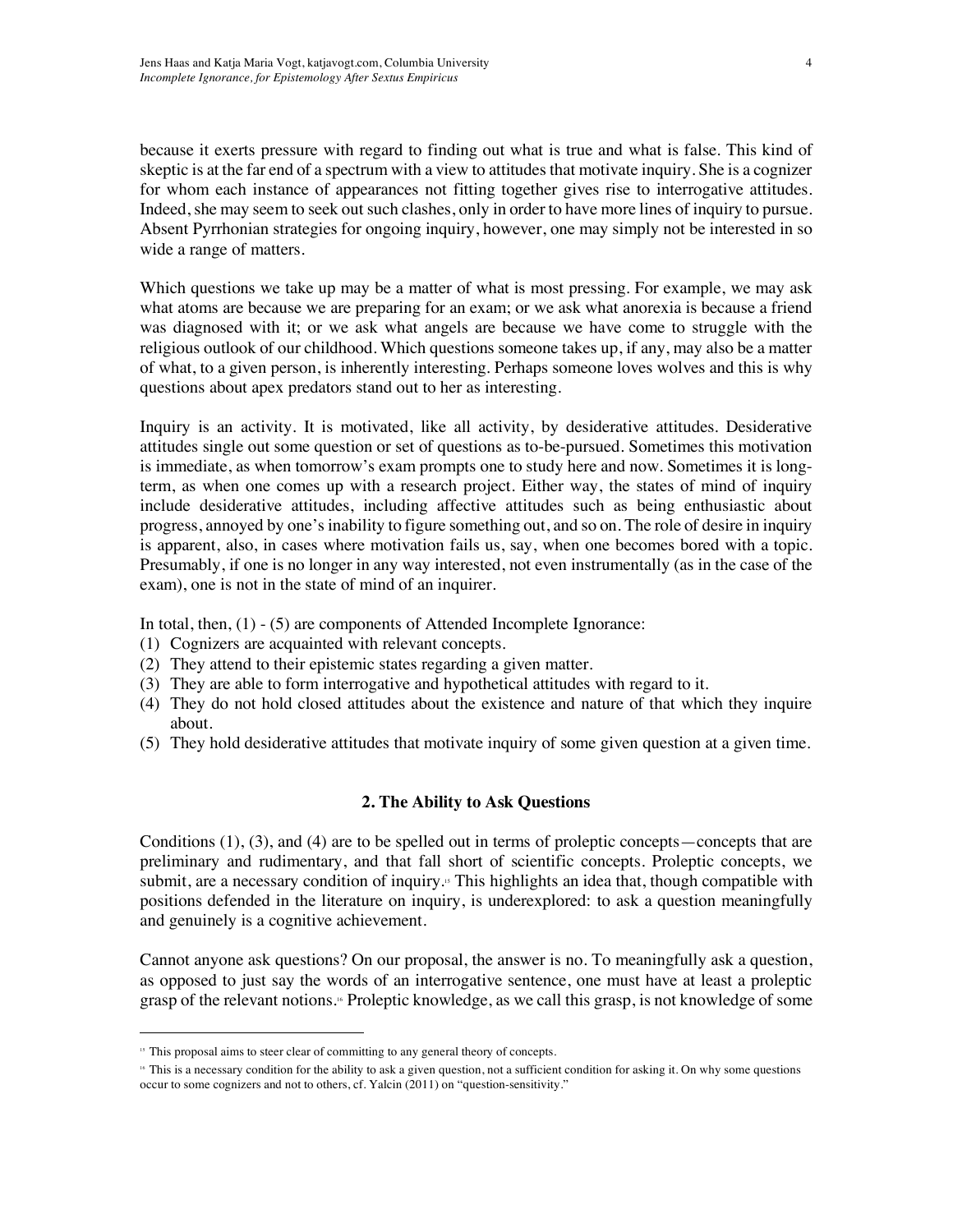because it exerts pressure with regard to finding out what is true and what is false. This kind of skeptic is at the far end of a spectrum with a view to attitudes that motivate inquiry. She is a cognizer for whom each instance of appearances not fitting together gives rise to interrogative attitudes. Indeed, she may seem to seek out such clashes, only in order to have more lines of inquiry to pursue. Absent Pyrrhonian strategies for ongoing inquiry, however, one may simply not be interested in so wide a range of matters.

Which questions we take up may be a matter of what is most pressing. For example, we may ask what atoms are because we are preparing for an exam; or we ask what anorexia is because a friend was diagnosed with it; or we ask what angels are because we have come to struggle with the religious outlook of our childhood. Which questions someone takes up, if any, may also be a matter of what, to a given person, is inherently interesting. Perhaps someone loves wolves and this is why questions about apex predators stand out to her as interesting.

Inquiry is an activity. It is motivated, like all activity, by desiderative attitudes. Desiderative attitudes single out some question or set of questions as to-be-pursued. Sometimes this motivation is immediate, as when tomorrow's exam prompts one to study here and now. Sometimes it is long-term, as when one comes up with a research project. Either way, the states of mind of inquiry include desiderative attitudes, including affective attitudes such as being enthusiastic about progress, annoyed by one's inability to figure something out, and so on. The role of desire in inquiry is apparent, also, in cases where motivation fails us, say, when one becomes bored with a topic. Presumably, if one is no longer in any way interested, not even instrumentally (as in the case of the exam), one is not in the state of mind of an inquirer.

In total, then, (1) - (5) are components of Attended Incomplete Ignorance:

(1) Cognizers are acquainted with relevant concepts.
(2) They attend to their epistemic states regarding a given matter.
(3) They are able to form interrogative and hypothetical attitudes with regard to it.
(4) They do not hold closed attitudes about the existence and nature of that which they inquire about.
(5) They hold desiderative attitudes that motivate inquiry of some given question at a given time.

## 2. The Ability to Ask Questions

Conditions (1), (3), and (4) are to be spelled out in terms of proleptic concepts—concepts that are preliminary and rudimentary, and that fall short of scientific concepts. Proleptic concepts, we submit, are a necessary condition of inquiry.[15] This highlights an idea that, though compatible with positions defended in the literature on inquiry, is underexplored: to ask a question meaningfully and genuinely is a cognitive achievement.

Cannot anyone ask questions? On our proposal, the answer is no. To meaningfully ask a question, as opposed to just say the words of an interrogative sentence, one must have at least a proleptic grasp of the relevant notions.[16] Proleptic knowledge, as we call this grasp, is not knowledge of some

[15] This proposal aims to steer clear of committing to any general theory of concepts.

[16] This is a necessary condition for the ability to ask a given question, not a sufficient condition for asking it. On why some questions occur to some cognizers and not to others, cf. Yalcin (2011) on "question-sensitivity."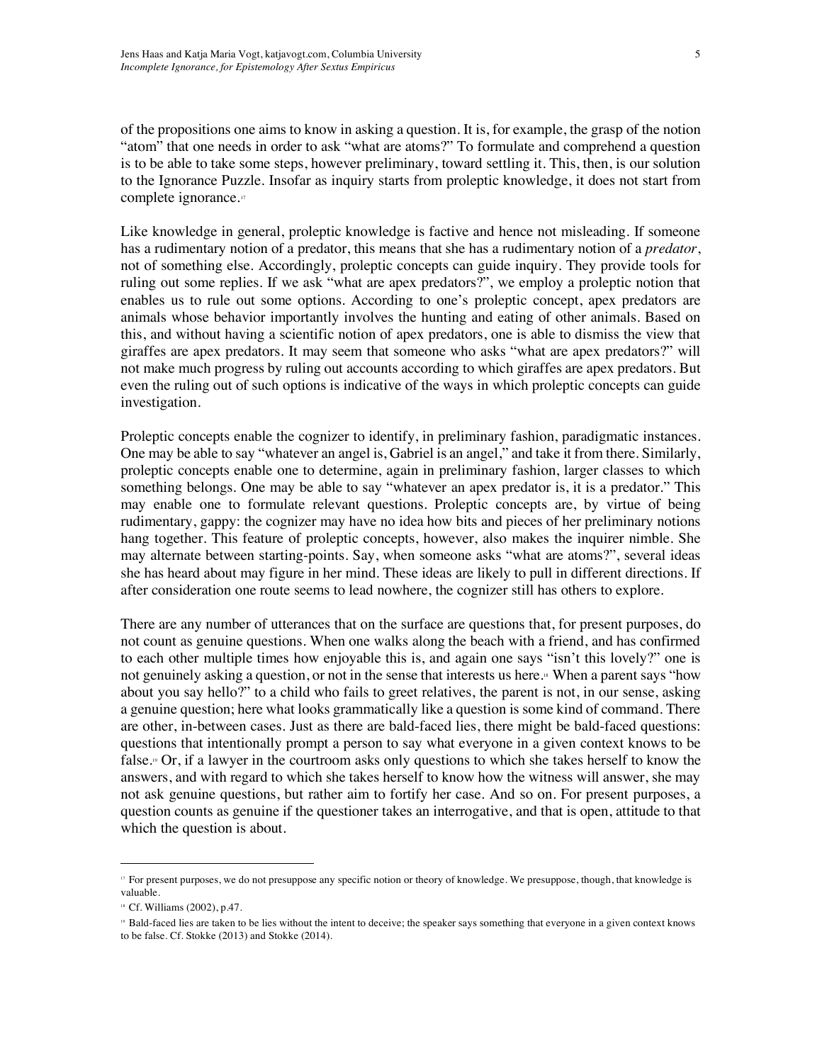of the propositions one aims to know in asking a question. It is, for example, the grasp of the notion "atom" that one needs in order to ask "what are atoms?" To formulate and comprehend a question is to be able to take some steps, however preliminary, toward settling it. This, then, is our solution to the Ignorance Puzzle. Insofar as inquiry starts from proleptic knowledge, it does not start from complete ignorance.[17]

Like knowledge in general, proleptic knowledge is factive and hence not misleading. If someone has a rudimentary notion of a predator, this means that she has a rudimentary notion of a *predator*, not of something else. Accordingly, proleptic concepts can guide inquiry. They provide tools for ruling out some replies. If we ask "what are apex predators?", we employ a proleptic notion that enables us to rule out some options. According to one's proleptic concept, apex predators are animals whose behavior importantly involves the hunting and eating of other animals. Based on this, and without having a scientific notion of apex predators, one is able to dismiss the view that giraffes are apex predators. It may seem that someone who asks "what are apex predators?" will not make much progress by ruling out accounts according to which giraffes are apex predators. But even the ruling out of such options is indicative of the ways in which proleptic concepts can guide investigation.

Proleptic concepts enable the cognizer to identify, in preliminary fashion, paradigmatic instances. One may be able to say "whatever an angel is, Gabriel is an angel," and take it from there. Similarly, proleptic concepts enable one to determine, again in preliminary fashion, larger classes to which something belongs. One may be able to say "whatever an apex predator is, it is a predator." This may enable one to formulate relevant questions. Proleptic concepts are, by virtue of being rudimentary, gappy: the cognizer may have no idea how bits and pieces of her preliminary notions hang together. This feature of proleptic concepts, however, also makes the inquirer nimble. She may alternate between starting-points. Say, when someone asks "what are atoms?", several ideas she has heard about may figure in her mind. These ideas are likely to pull in different directions. If after consideration one route seems to lead nowhere, the cognizer still has others to explore.

There are any number of utterances that on the surface are questions that, for present purposes, do not count as genuine questions. When one walks along the beach with a friend, and has confirmed to each other multiple times how enjoyable this is, and again one says "isn't this lovely?" one is not genuinely asking a question, or not in the sense that interests us here.[18] When a parent says "how about you say hello?" to a child who fails to greet relatives, the parent is not, in our sense, asking a genuine question; here what looks grammatically like a question is some kind of command. There are other, in-between cases. Just as there are bald-faced lies, there might be bald-faced questions: questions that intentionally prompt a person to say what everyone in a given context knows to be false.[19] Or, if a lawyer in the courtroom asks only questions to which she takes herself to know the answers, and with regard to which she takes herself to know how the witness will answer, she may not ask genuine questions, but rather aim to fortify her case. And so on. For present purposes, a question counts as genuine if the questioner takes an interrogative, and that is open, attitude to that which the question is about.

---

[17] For present purposes, we do not presuppose any specific notion or theory of knowledge. We presuppose, though, that knowledge is valuable.

[18] Cf. Williams (2002), p.47.

[19] Bald-faced lies are taken to be lies without the intent to deceive; the speaker says something that everyone in a given context knows to be false. Cf. Stokke (2013) and Stokke (2014).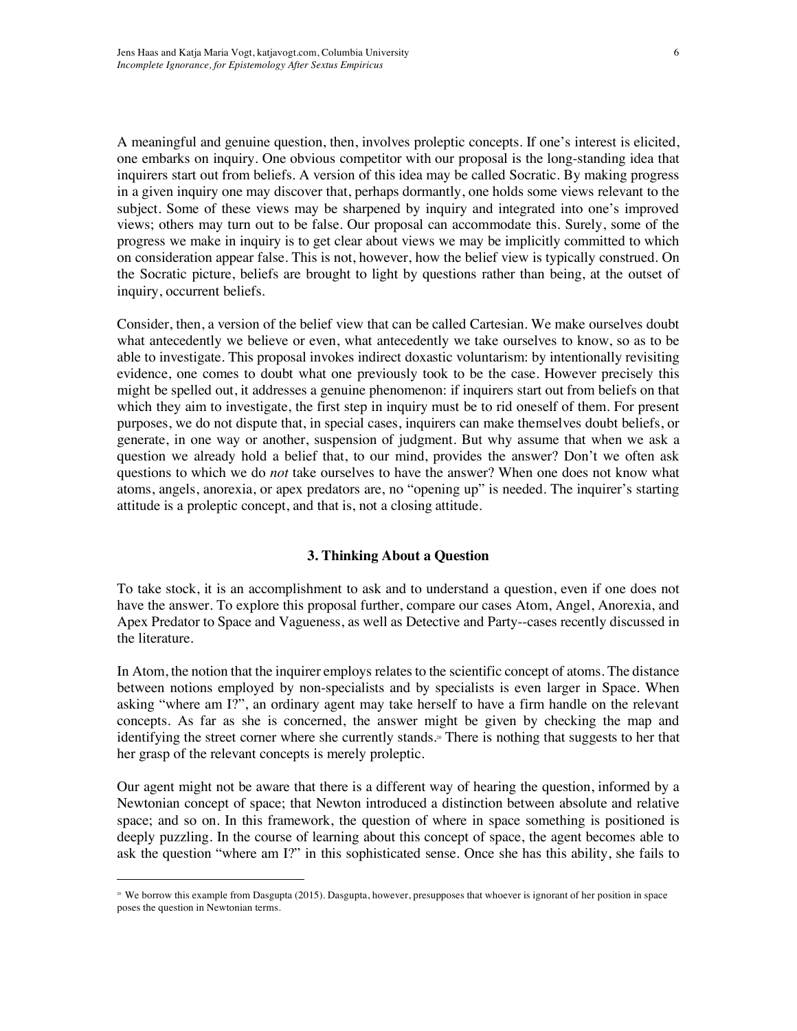A meaningful and genuine question, then, involves proleptic concepts. If one's interest is elicited, one embarks on inquiry. One obvious competitor with our proposal is the long-standing idea that inquirers start out from beliefs. A version of this idea may be called Socratic. By making progress in a given inquiry one may discover that, perhaps dormantly, one holds some views relevant to the subject. Some of these views may be sharpened by inquiry and integrated into one's improved views; others may turn out to be false. Our proposal can accommodate this. Surely, some of the progress we make in inquiry is to get clear about views we may be implicitly committed to which on consideration appear false. This is not, however, how the belief view is typically construed. On the Socratic picture, beliefs are brought to light by questions rather than being, at the outset of inquiry, occurrent beliefs.

Consider, then, a version of the belief view that can be called Cartesian. We make ourselves doubt what antecedently we believe or even, what antecedently we take ourselves to know, so as to be able to investigate. This proposal invokes indirect doxastic voluntarism: by intentionally revisiting evidence, one comes to doubt what one previously took to be the case. However precisely this might be spelled out, it addresses a genuine phenomenon: if inquirers start out from beliefs on that which they aim to investigate, the first step in inquiry must be to rid oneself of them. For present purposes, we do not dispute that, in special cases, inquirers can make themselves doubt beliefs, or generate, in one way or another, suspension of judgment. But why assume that when we ask a question we already hold a belief that, to our mind, provides the answer? Don't we often ask questions to which we do *not* take ourselves to have the answer? When one does not know what atoms, angels, anorexia, or apex predators are, no "opening up" is needed. The inquirer's starting attitude is a proleptic concept, and that is, not a closing attitude.

## 3. Thinking About a Question

To take stock, it is an accomplishment to ask and to understand a question, even if one does not have the answer. To explore this proposal further, compare our cases Atom, Angel, Anorexia, and Apex Predator to Space and Vagueness, as well as Detective and Party--cases recently discussed in the literature.

In Atom, the notion that the inquirer employs relates to the scientific concept of atoms. The distance between notions employed by non-specialists and by specialists is even larger in Space. When asking "where am I?", an ordinary agent may take herself to have a firm handle on the relevant concepts. As far as she is concerned, the answer might be given by checking the map and identifying the street corner where she currently stands.[20] There is nothing that suggests to her that her grasp of the relevant concepts is merely proleptic.

Our agent might not be aware that there is a different way of hearing the question, informed by a Newtonian concept of space; that Newton introduced a distinction between absolute and relative space; and so on. In this framework, the question of where in space something is positioned is deeply puzzling. In the course of learning about this concept of space, the agent becomes able to ask the question "where am I?" in this sophisticated sense. Once she has this ability, she fails to

[20] We borrow this example from Dasgupta (2015). Dasgupta, however, presupposes that whoever is ignorant of her position in space poses the question in Newtonian terms.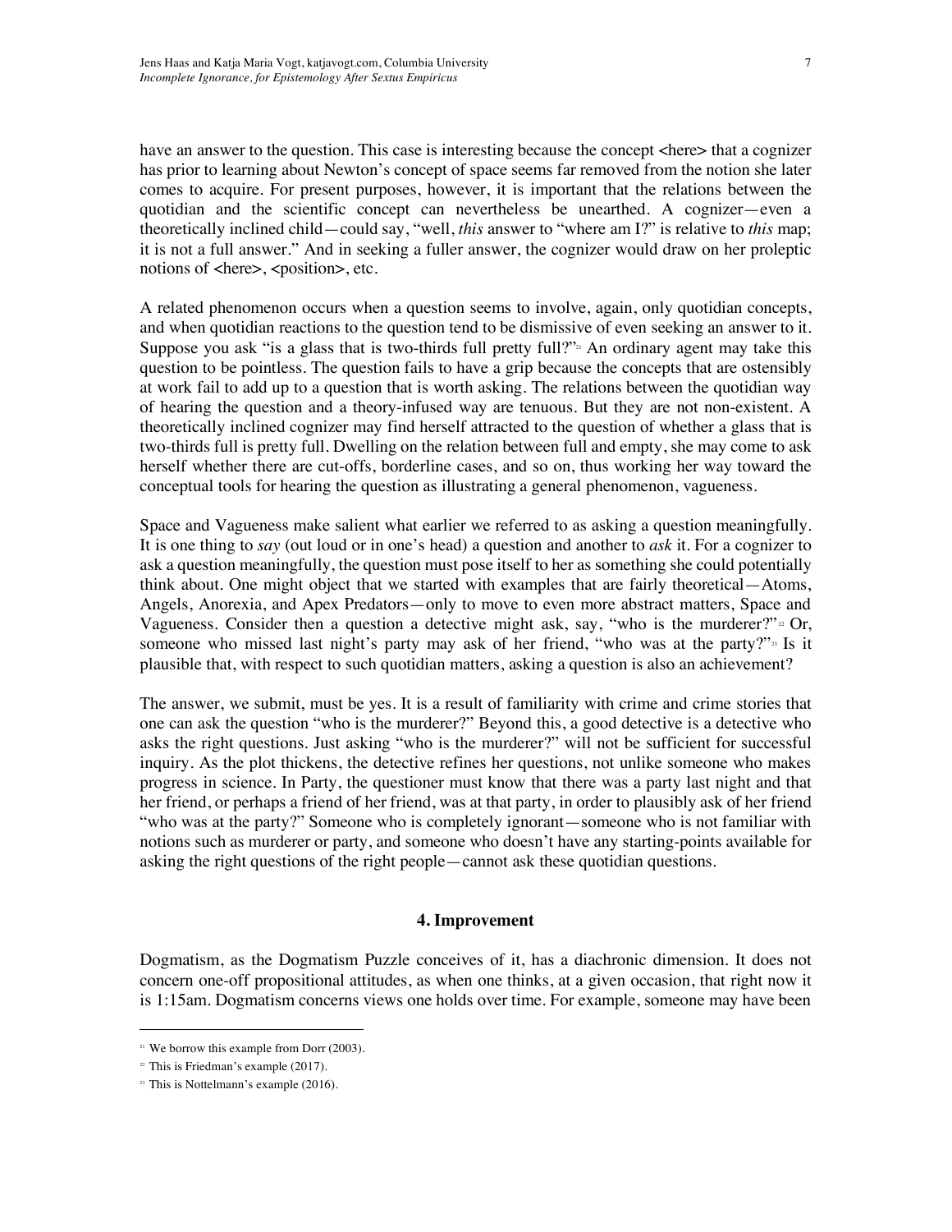have an answer to the question. This case is interesting because the concept <here> that a cognizer has prior to learning about Newton's concept of space seems far removed from the notion she later comes to acquire. For present purposes, however, it is important that the relations between the quotidian and the scientific concept can nevertheless be unearthed. A cognizer—even a theoretically inclined child—could say, "well, *this* answer to "where am I?" is relative to *this* map; it is not a full answer." And in seeking a fuller answer, the cognizer would draw on her proleptic notions of <here>, <position>, etc.

A related phenomenon occurs when a question seems to involve, again, only quotidian concepts, and when quotidian reactions to the question tend to be dismissive of even seeking an answer to it. Suppose you ask "is a glass that is two-thirds full pretty full?"[21] An ordinary agent may take this question to be pointless. The question fails to have a grip because the concepts that are ostensibly at work fail to add up to a question that is worth asking. The relations between the quotidian way of hearing the question and a theory-infused way are tenuous. But they are not non-existent. A theoretically inclined cognizer may find herself attracted to the question of whether a glass that is two-thirds full is pretty full. Dwelling on the relation between full and empty, she may come to ask herself whether there are cut-offs, borderline cases, and so on, thus working her way toward the conceptual tools for hearing the question as illustrating a general phenomenon, vagueness.

Space and Vagueness make salient what earlier we referred to as asking a question meaningfully. It is one thing to *say* (out loud or in one's head) a question and another to *ask* it. For a cognizer to ask a question meaningfully, the question must pose itself to her as something she could potentially think about. One might object that we started with examples that are fairly theoretical—Atoms, Angels, Anorexia, and Apex Predators—only to move to even more abstract matters, Space and Vagueness. Consider then a question a detective might ask, say, "who is the murderer?"[22] Or, someone who missed last night's party may ask of her friend, "who was at the party?"[23] Is it plausible that, with respect to such quotidian matters, asking a question is also an achievement?

The answer, we submit, must be yes. It is a result of familiarity with crime and crime stories that one can ask the question "who is the murderer?" Beyond this, a good detective is a detective who asks the right questions. Just asking "who is the murderer?" will not be sufficient for successful inquiry. As the plot thickens, the detective refines her questions, not unlike someone who makes progress in science. In Party, the questioner must know that there was a party last night and that her friend, or perhaps a friend of her friend, was at that party, in order to plausibly ask of her friend "who was at the party?" Someone who is completely ignorant—someone who is not familiar with notions such as murderer or party, and someone who doesn't have any starting-points available for asking the right questions of the right people—cannot ask these quotidian questions.

## 4. Improvement

Dogmatism, as the Dogmatism Puzzle conceives of it, has a diachronic dimension. It does not concern one-off propositional attitudes, as when one thinks, at a given occasion, that right now it is 1:15am. Dogmatism concerns views one holds over time. For example, someone may have been

---

[21] We borrow this example from Dorr (2003).

[22] This is Friedman's example (2017).

[23] This is Nottelmann's example (2016).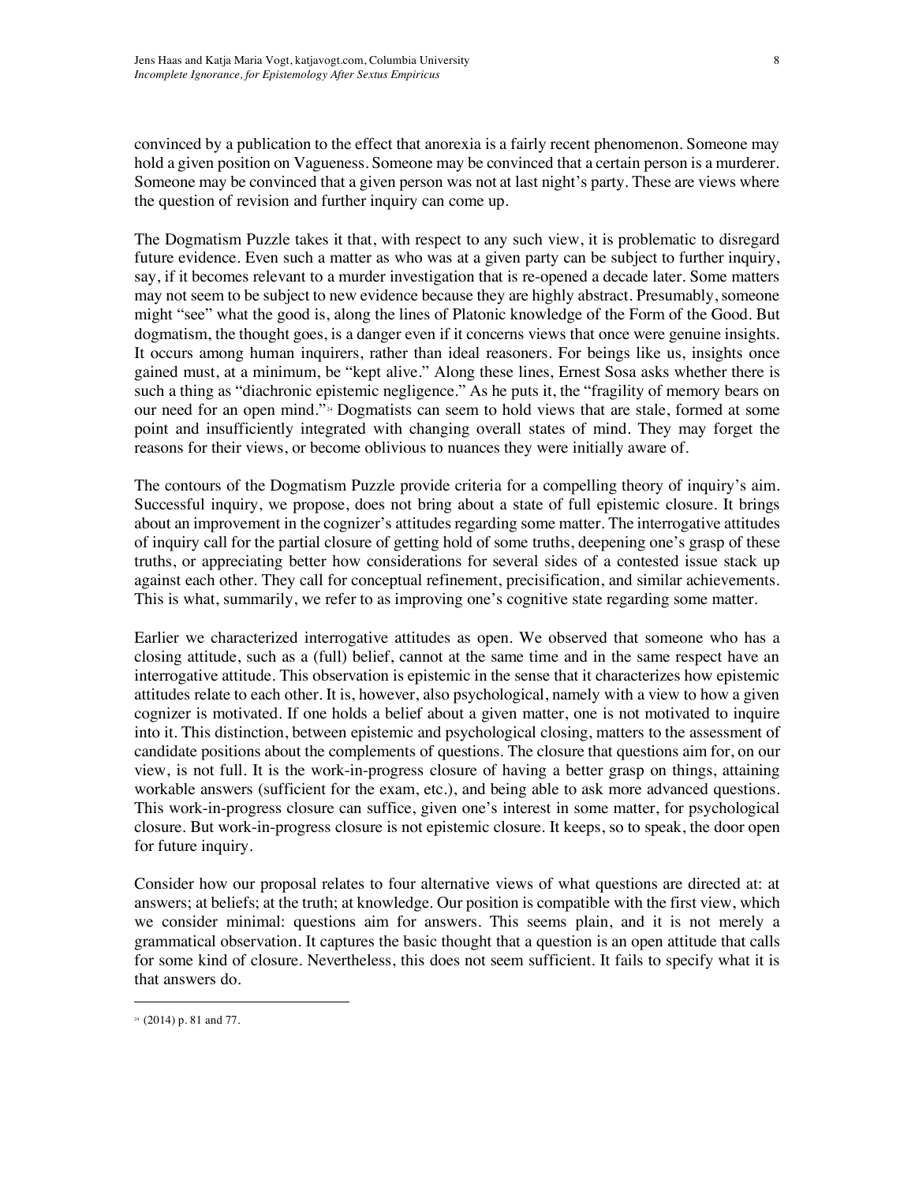convinced by a publication to the effect that anorexia is a fairly recent phenomenon. Someone may hold a given position on Vagueness. Someone may be convinced that a certain person is a murderer. Someone may be convinced that a given person was not at last night's party. These are views where the question of revision and further inquiry can come up.

The Dogmatism Puzzle takes it that, with respect to any such view, it is problematic to disregard future evidence. Even such a matter as who was at a given party can be subject to further inquiry, say, if it becomes relevant to a murder investigation that is re-opened a decade later. Some matters may not seem to be subject to new evidence because they are highly abstract. Presumably, someone might "see" what the good is, along the lines of Platonic knowledge of the Form of the Good. But dogmatism, the thought goes, is a danger even if it concerns views that once were genuine insights. It occurs among human inquirers, rather than ideal reasoners. For beings like us, insights once gained must, at a minimum, be "kept alive." Along these lines, Ernest Sosa asks whether there is such a thing as "diachronic epistemic negligence." As he puts it, the "fragility of memory bears on our need for an open mind."[24] Dogmatists can seem to hold views that are stale, formed at some point and insufficiently integrated with changing overall states of mind. They may forget the reasons for their views, or become oblivious to nuances they were initially aware of.

The contours of the Dogmatism Puzzle provide criteria for a compelling theory of inquiry's aim. Successful inquiry, we propose, does not bring about a state of full epistemic closure. It brings about an improvement in the cognizer's attitudes regarding some matter. The interrogative attitudes of inquiry call for the partial closure of getting hold of some truths, deepening one's grasp of these truths, or appreciating better how considerations for several sides of a contested issue stack up against each other. They call for conceptual refinement, precisification, and similar achievements. This is what, summarily, we refer to as improving one's cognitive state regarding some matter.

Earlier we characterized interrogative attitudes as open. We observed that someone who has a closing attitude, such as a (full) belief, cannot at the same time and in the same respect have an interrogative attitude. This observation is epistemic in the sense that it characterizes how epistemic attitudes relate to each other. It is, however, also psychological, namely with a view to how a given cognizer is motivated. If one holds a belief about a given matter, one is not motivated to inquire into it. This distinction, between epistemic and psychological closing, matters to the assessment of candidate positions about the complements of questions. The closure that questions aim for, on our view, is not full. It is the work-in-progress closure of having a better grasp on things, attaining workable answers (sufficient for the exam, etc.), and being able to ask more advanced questions. This work-in-progress closure can suffice, given one's interest in some matter, for psychological closure. But work-in-progress closure is not epistemic closure. It keeps, so to speak, the door open for future inquiry.

Consider how our proposal relates to four alternative views of what questions are directed at: at answers; at beliefs; at the truth; at knowledge. Our position is compatible with the first view, which we consider minimal: questions aim for answers. This seems plain, and it is not merely a grammatical observation. It captures the basic thought that a question is an open attitude that calls for some kind of closure. Nevertheless, this does not seem sufficient. It fails to specify what it is that answers do.

[24] (2014) p. 81 and 77.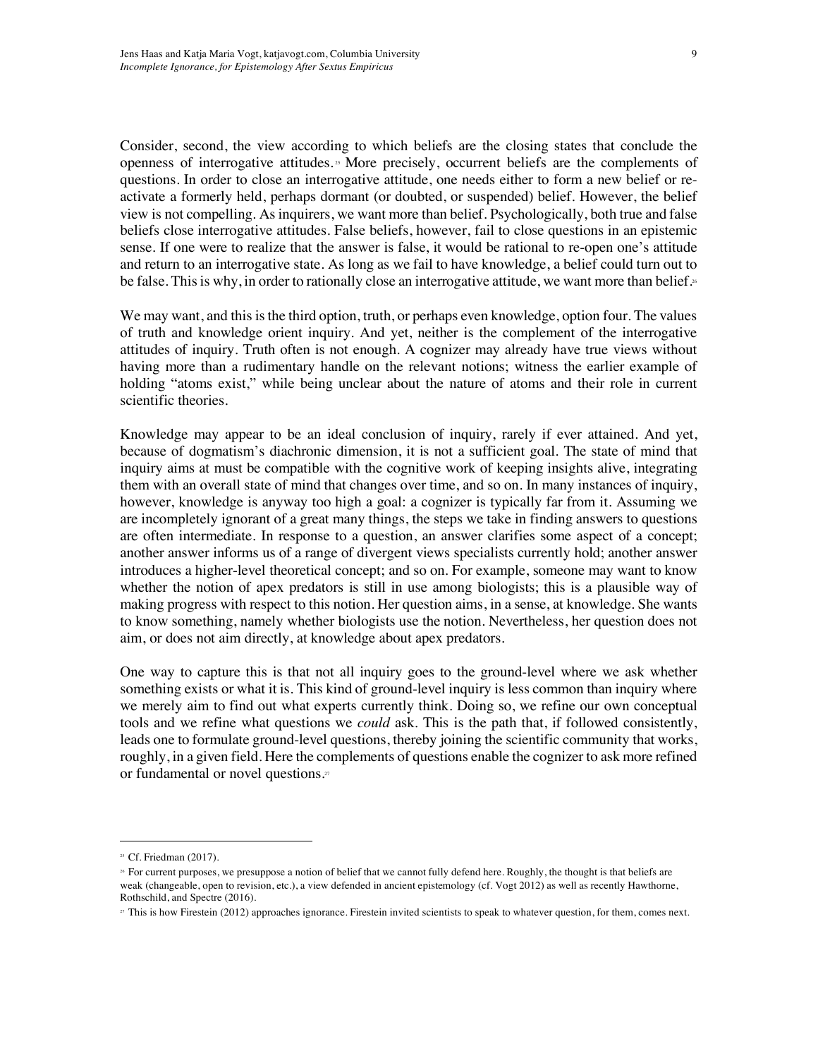Consider, second, the view according to which beliefs are the closing states that conclude the openness of interrogative attitudes.[25] More precisely, occurrent beliefs are the complements of questions. In order to close an interrogative attitude, one needs either to form a new belief or re-activate a formerly held, perhaps dormant (or doubted, or suspended) belief. However, the belief view is not compelling. As inquirers, we want more than belief. Psychologically, both true and false beliefs close interrogative attitudes. False beliefs, however, fail to close questions in an epistemic sense. If one were to realize that the answer is false, it would be rational to re-open one's attitude and return to an interrogative state. As long as we fail to have knowledge, a belief could turn out to be false. This is why, in order to rationally close an interrogative attitude, we want more than belief.[26]

We may want, and this is the third option, truth, or perhaps even knowledge, option four. The values of truth and knowledge orient inquiry. And yet, neither is the complement of the interrogative attitudes of inquiry. Truth often is not enough. A cognizer may already have true views without having more than a rudimentary handle on the relevant notions; witness the earlier example of holding "atoms exist," while being unclear about the nature of atoms and their role in current scientific theories.

Knowledge may appear to be an ideal conclusion of inquiry, rarely if ever attained. And yet, because of dogmatism's diachronic dimension, it is not a sufficient goal. The state of mind that inquiry aims at must be compatible with the cognitive work of keeping insights alive, integrating them with an overall state of mind that changes over time, and so on. In many instances of inquiry, however, knowledge is anyway too high a goal: a cognizer is typically far from it. Assuming we are incompletely ignorant of a great many things, the steps we take in finding answers to questions are often intermediate. In response to a question, an answer clarifies some aspect of a concept; another answer informs us of a range of divergent views specialists currently hold; another answer introduces a higher-level theoretical concept; and so on. For example, someone may want to know whether the notion of apex predators is still in use among biologists; this is a plausible way of making progress with respect to this notion. Her question aims, in a sense, at knowledge. She wants to know something, namely whether biologists use the notion. Nevertheless, her question does not aim, or does not aim directly, at knowledge about apex predators.

One way to capture this is that not all inquiry goes to the ground-level where we ask whether something exists or what it is. This kind of ground-level inquiry is less common than inquiry where we merely aim to find out what experts currently think. Doing so, we refine our own conceptual tools and we refine what questions we *could* ask. This is the path that, if followed consistently, leads one to formulate ground-level questions, thereby joining the scientific community that works, roughly, in a given field. Here the complements of questions enable the cognizer to ask more refined or fundamental or novel questions.[27]

---

[25] Cf. Friedman (2017).

[26] For current purposes, we presuppose a notion of belief that we cannot fully defend here. Roughly, the thought is that beliefs are weak (changeable, open to revision, etc.), a view defended in ancient epistemology (cf. Vogt 2012) as well as recently Hawthorne, Rothschild, and Spectre (2016).

[27] This is how Firestein (2012) approaches ignorance. Firestein invited scientists to speak to whatever question, for them, comes next.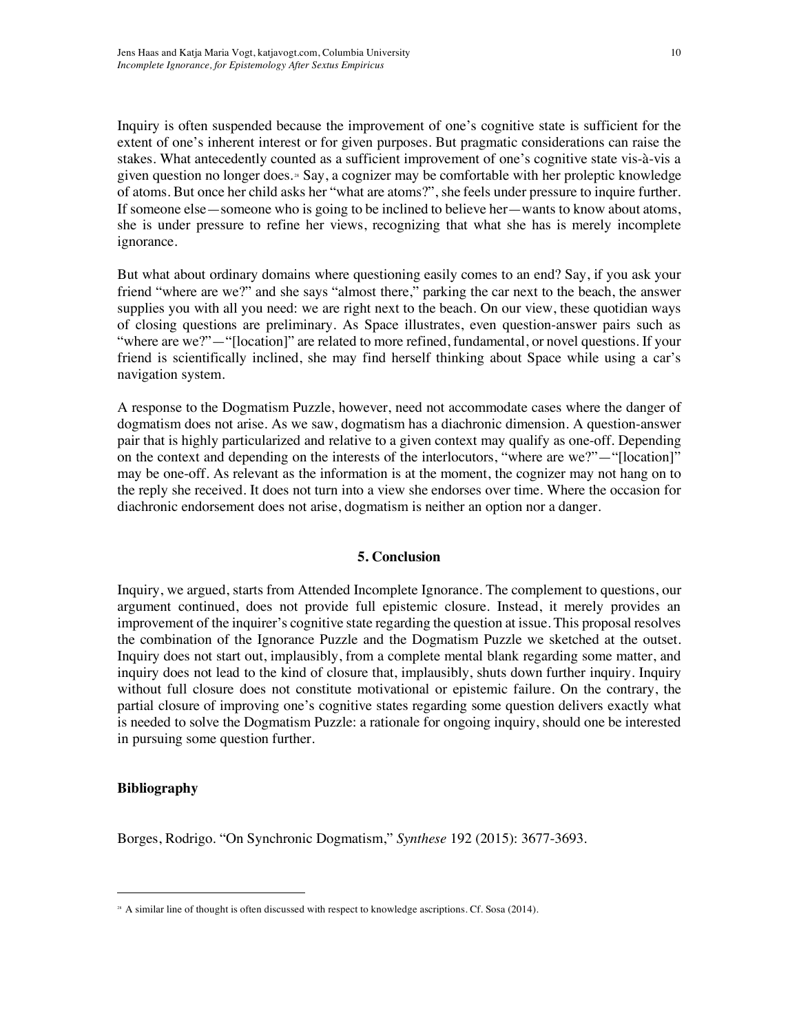Inquiry is often suspended because the improvement of one's cognitive state is sufficient for the extent of one's inherent interest or for given purposes. But pragmatic considerations can raise the stakes. What antecedently counted as a sufficient improvement of one's cognitive state vis-à-vis a given question no longer does.[28] Say, a cognizer may be comfortable with her proleptic knowledge of atoms. But once her child asks her "what are atoms?", she feels under pressure to inquire further. If someone else—someone who is going to be inclined to believe her—wants to know about atoms, she is under pressure to refine her views, recognizing that what she has is merely incomplete ignorance.

But what about ordinary domains where questioning easily comes to an end? Say, if you ask your friend "where are we?" and she says "almost there," parking the car next to the beach, the answer supplies you with all you need: we are right next to the beach. On our view, these quotidian ways of closing questions are preliminary. As Space illustrates, even question-answer pairs such as "where are we?"—"[location]" are related to more refined, fundamental, or novel questions. If your friend is scientifically inclined, she may find herself thinking about Space while using a car's navigation system.

A response to the Dogmatism Puzzle, however, need not accommodate cases where the danger of dogmatism does not arise. As we saw, dogmatism has a diachronic dimension. A question-answer pair that is highly particularized and relative to a given context may qualify as one-off. Depending on the context and depending on the interests of the interlocutors, "where are we?"—"[location]" may be one-off. As relevant as the information is at the moment, the cognizer may not hang on to the reply she received. It does not turn into a view she endorses over time. Where the occasion for diachronic endorsement does not arise, dogmatism is neither an option nor a danger.

## 5. Conclusion

Inquiry, we argued, starts from Attended Incomplete Ignorance. The complement to questions, our argument continued, does not provide full epistemic closure. Instead, it merely provides an improvement of the inquirer's cognitive state regarding the question at issue. This proposal resolves the combination of the Ignorance Puzzle and the Dogmatism Puzzle we sketched at the outset. Inquiry does not start out, implausibly, from a complete mental blank regarding some matter, and inquiry does not lead to the kind of closure that, implausibly, shuts down further inquiry. Inquiry without full closure does not constitute motivational or epistemic failure. On the contrary, the partial closure of improving one's cognitive states regarding some question delivers exactly what is needed to solve the Dogmatism Puzzle: a rationale for ongoing inquiry, should one be interested in pursuing some question further.

### Bibliography

Borges, Rodrigo. "On Synchronic Dogmatism," *Synthese* 192 (2015): 3677-3693.

[28] A similar line of thought is often discussed with respect to knowledge ascriptions. Cf. Sosa (2014).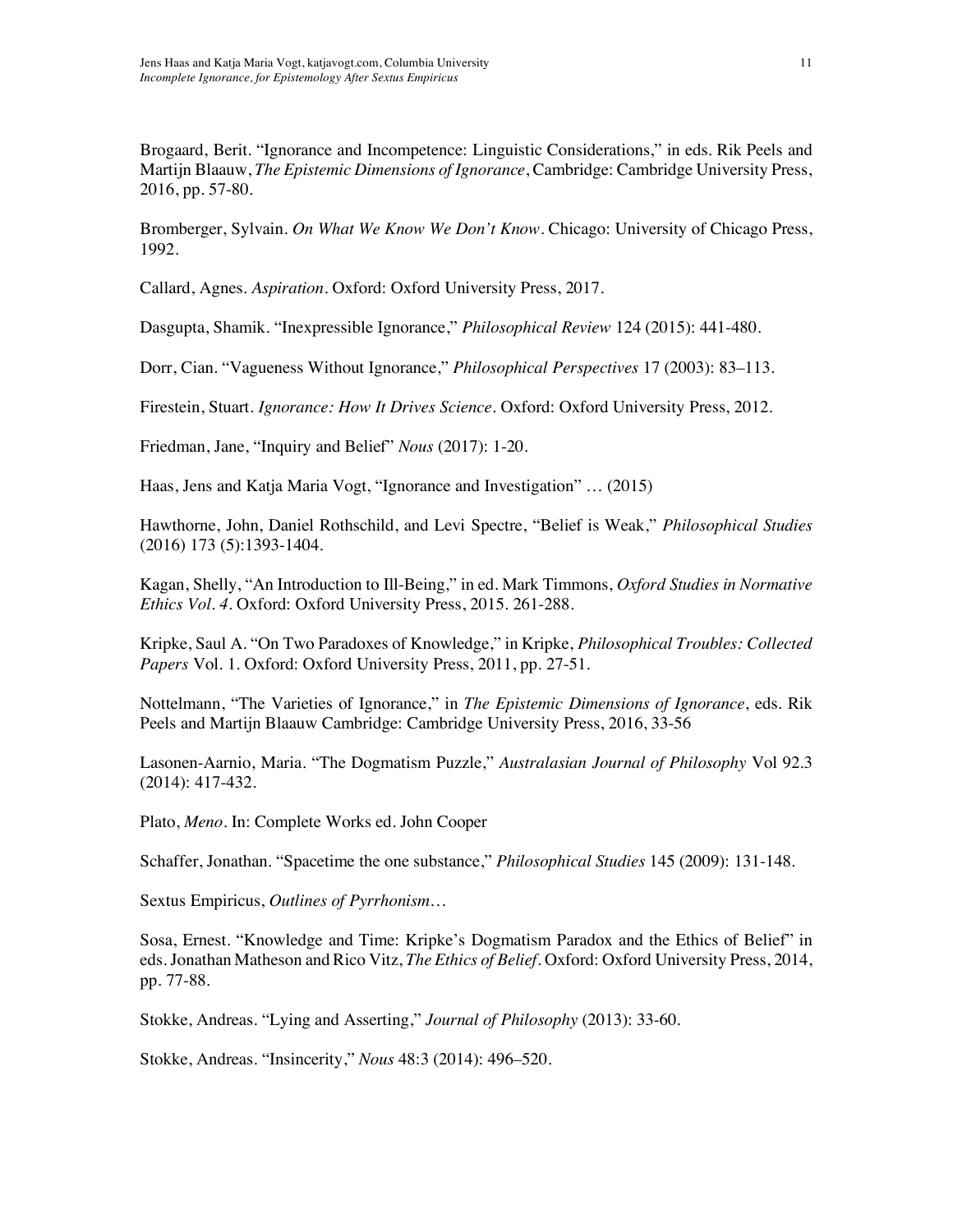Brogaard, Berit. "Ignorance and Incompetence: Linguistic Considerations," in eds. Rik Peels and Martijn Blaauw, *The Epistemic Dimensions of Ignorance*, Cambridge: Cambridge University Press, 2016, pp. 57-80.

Bromberger, Sylvain. *On What We Know We Don't Know*. Chicago: University of Chicago Press, 1992.

Callard, Agnes. *Aspiration*. Oxford: Oxford University Press, 2017.

Dasgupta, Shamik. "Inexpressible Ignorance," *Philosophical Review* 124 (2015): 441-480.

Dorr, Cian. "Vagueness Without Ignorance," *Philosophical Perspectives* 17 (2003): 83–113.

Firestein, Stuart. *Ignorance: How It Drives Science*. Oxford: Oxford University Press, 2012.

Friedman, Jane, "Inquiry and Belief" *Nous* (2017): 1-20.

Haas, Jens and Katja Maria Vogt, "Ignorance and Investigation" … (2015)

Hawthorne, John, Daniel Rothschild, and Levi Spectre, "Belief is Weak," *Philosophical Studies* (2016) 173 (5):1393-1404.

Kagan, Shelly, "An Introduction to Ill-Being," in ed. Mark Timmons, *Oxford Studies in Normative Ethics Vol. 4*. Oxford: Oxford University Press, 2015. 261-288.

Kripke, Saul A. "On Two Paradoxes of Knowledge," in Kripke, *Philosophical Troubles: Collected Papers* Vol. 1. Oxford: Oxford University Press, 2011, pp. 27-51.

Nottelmann, "The Varieties of Ignorance," in *The Epistemic Dimensions of Ignorance*, eds. Rik Peels and Martijn Blaauw Cambridge: Cambridge University Press, 2016, 33-56

Lasonen-Aarnio, Maria. "The Dogmatism Puzzle," *Australasian Journal of Philosophy* Vol 92.3 (2014): 417-432.

Plato, *Meno*. In: Complete Works ed. John Cooper

Schaffer, Jonathan. "Spacetime the one substance," *Philosophical Studies* 145 (2009): 131-148.

Sextus Empiricus, *Outlines of Pyrrhonism*…

Sosa, Ernest. "Knowledge and Time: Kripke's Dogmatism Paradox and the Ethics of Belief" in eds. Jonathan Matheson and Rico Vitz, *The Ethics of Belief*. Oxford: Oxford University Press, 2014, pp. 77-88.

Stokke, Andreas. "Lying and Asserting," *Journal of Philosophy* (2013): 33-60.

Stokke, Andreas. "Insincerity," *Nous* 48:3 (2014): 496–520.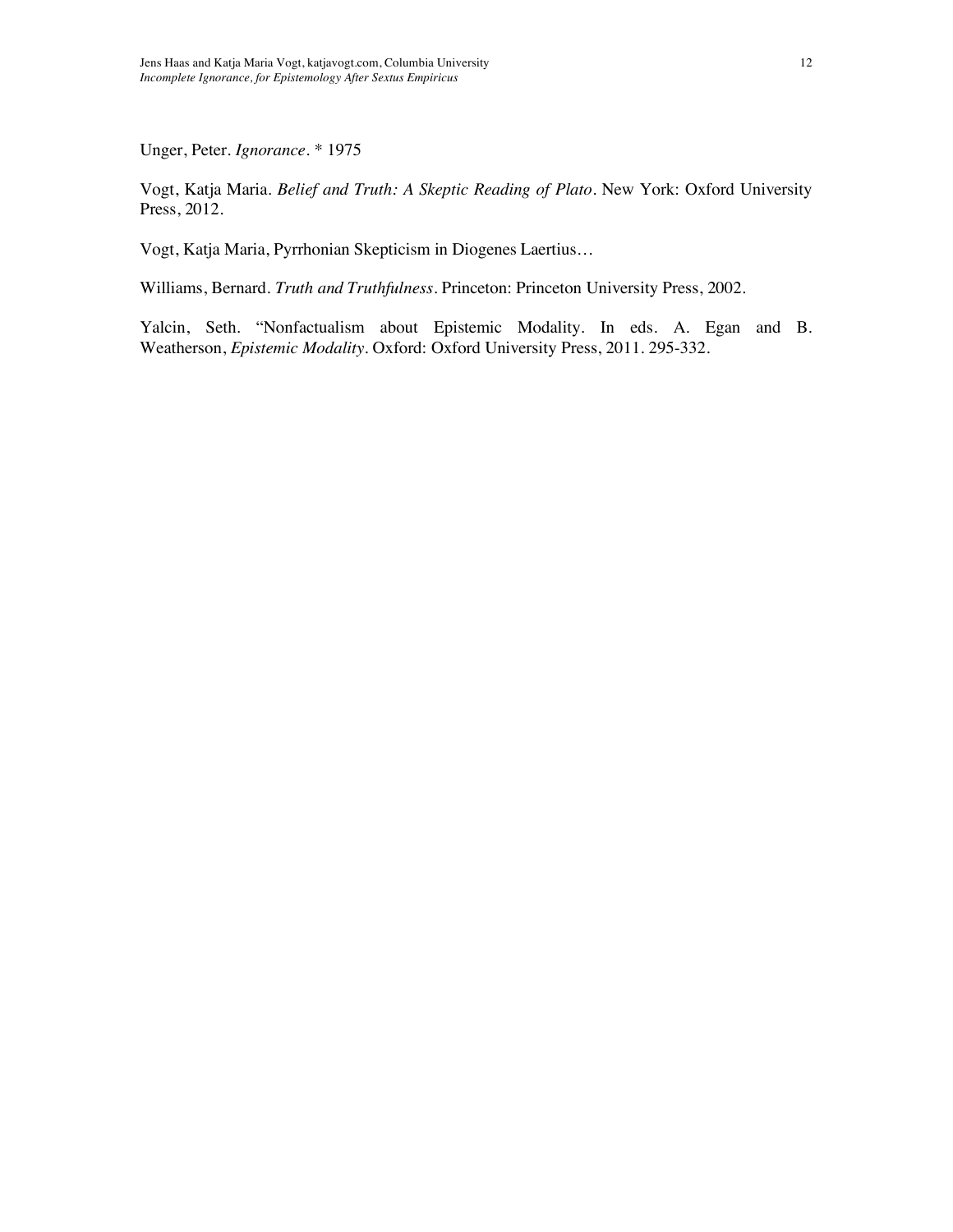Unger, Peter. *Ignorance*. * 1975

Vogt, Katja Maria. *Belief and Truth: A Skeptic Reading of Plato*. New York: Oxford University Press, 2012.

Vogt, Katja Maria, Pyrrhonian Skepticism in Diogenes Laertius…

Williams, Bernard. *Truth and Truthfulness*. Princeton: Princeton University Press, 2002.

Yalcin, Seth. "Nonfactualism about Epistemic Modality. In eds. A. Egan and B. Weatherson, *Epistemic Modality*. Oxford: Oxford University Press, 2011. 295-332.